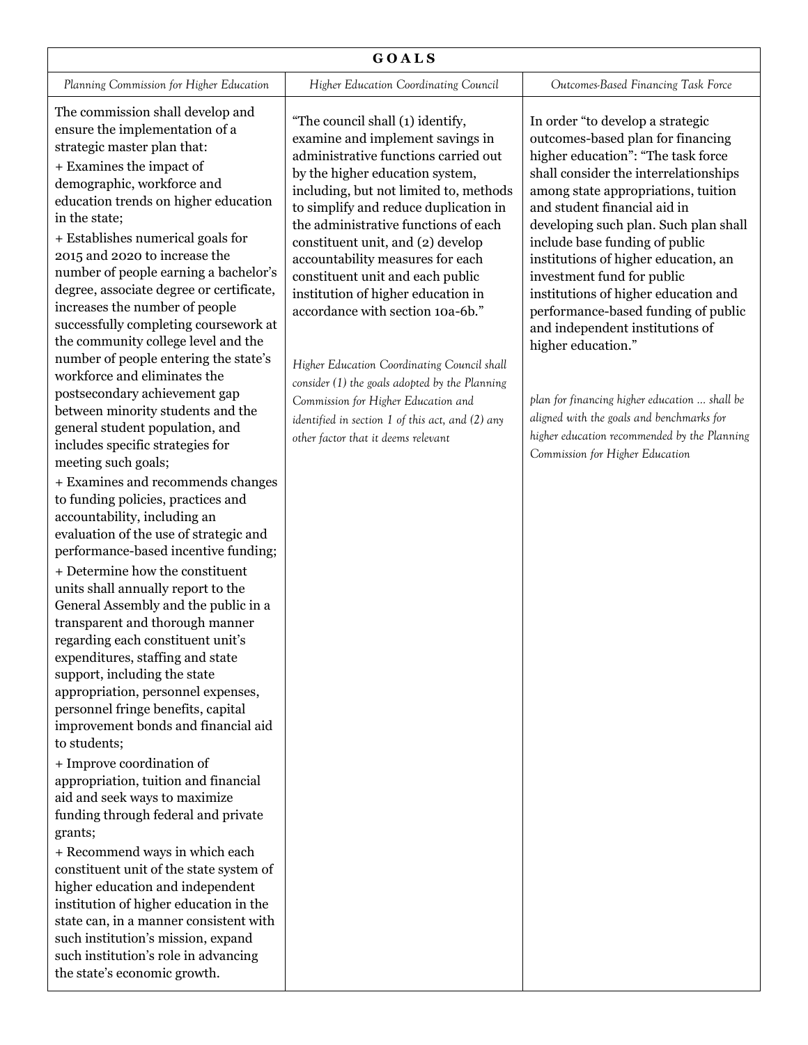| GOALS | | |
|---|---|---|
| *Planning Commission for Higher Education* | *Higher Education Coordinating Council* | *Outcomes-Based Financing Task Force* |
| The commission shall develop and ensure the implementation of a strategic master plan that:<br>+ Examines the impact of demographic, workforce and education trends on higher education in the state;<br>+ Establishes numerical goals for 2015 and 2020 to increase the number of people earning a bachelor's degree, associate degree or certificate, increases the number of people successfully completing coursework at the community college level and the number of people entering the state's workforce and eliminates the postsecondary achievement gap between minority students and the general student population, and includes specific strategies for meeting such goals;<br>+ Examines and recommends changes to funding policies, practices and accountability, including an evaluation of the use of strategic and performance-based incentive funding;<br>+ Determine how the constituent units shall annually report to the General Assembly and the public in a transparent and thorough manner regarding each constituent unit's expenditures, staffing and state support, including the state appropriation, personnel expenses, personnel fringe benefits, capital improvement bonds and financial aid to students;<br>+ Improve coordination of appropriation, tuition and financial aid and seek ways to maximize funding through federal and private grants;<br>+ Recommend ways in which each constituent unit of the state system of higher education and independent institution of higher education in the state can, in a manner consistent with such institution's mission, expand such institution's role in advancing the state's economic growth. | "The council shall (1) identify, examine and implement savings in administrative functions carried out by the higher education system, including, but not limited to, methods to simplify and reduce duplication in the administrative functions of each constituent unit, and (2) develop accountability measures for each constituent unit and each public institution of higher education in accordance with section 10a-6b."<br><br>*Higher Education Coordinating Council shall consider (1) the goals adopted by the Planning Commission for Higher Education and identified in section 1 of this act, and (2) any other factor that it deems relevant* | In order "to develop a strategic outcomes-based plan for financing higher education": "The task force shall consider the interrelationships among state appropriations, tuition and student financial aid in developing such plan. Such plan shall include base funding of public institutions of higher education, an investment fund for public institutions of higher education and performance-based funding of public and independent institutions of higher education."<br><br>*plan for financing higher education ... shall be aligned with the goals and benchmarks for higher education recommended by the Planning Commission for Higher Education* |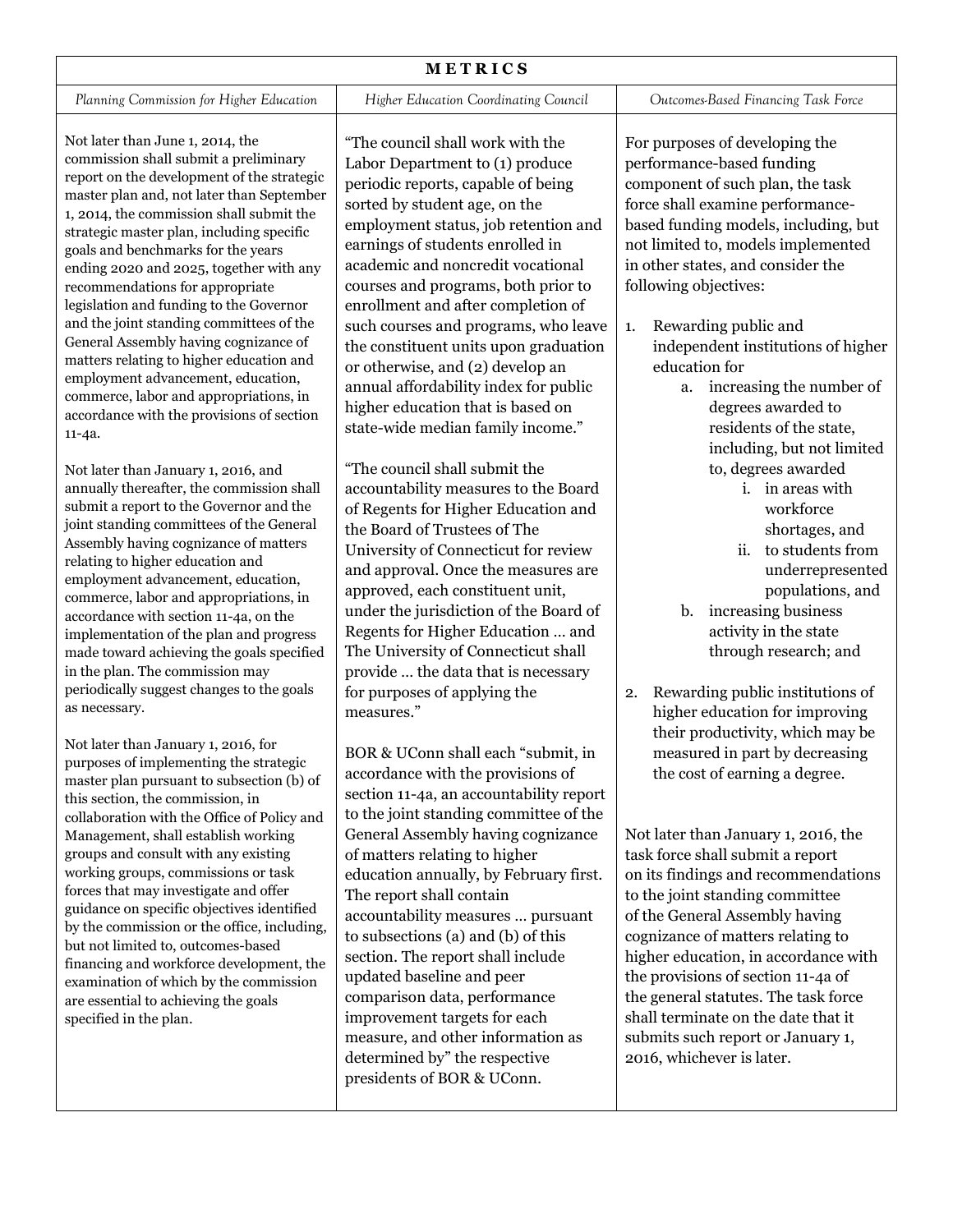## METRICS

| *Planning Commission for Higher Education* | *Higher Education Coordinating Council* | *Outcomes-Based Financing Task Force* |
|---|---|---|
| Not later than June 1, 2014, the commission shall submit a preliminary report on the development of the strategic master plan and, not later than September 1, 2014, the commission shall submit the strategic master plan, including specific goals and benchmarks for the years ending 2020 and 2025, together with any recommendations for appropriate legislation and funding to the Governor and the joint standing committees of the General Assembly having cognizance of matters relating to higher education and employment advancement, education, commerce, labor and appropriations, in accordance with the provisions of section 11-4a.<br><br>Not later than January 1, 2016, and annually thereafter, the commission shall submit a report to the Governor and the joint standing committees of the General Assembly having cognizance of matters relating to higher education and employment advancement, education, commerce, labor and appropriations, in accordance with section 11-4a, on the implementation of the plan and progress made toward achieving the goals specified in the plan. The commission may periodically suggest changes to the goals as necessary.<br><br>Not later than January 1, 2016, for purposes of implementing the strategic master plan pursuant to subsection (b) of this section, the commission, in collaboration with the Office of Policy and Management, shall establish working groups and consult with any existing working groups, commissions or task forces that may investigate and offer guidance on specific objectives identified by the commission or the office, including, but not limited to, outcomes-based financing and workforce development, the examination of which by the commission are essential to achieving the goals specified in the plan. | "The council shall work with the Labor Department to (1) produce periodic reports, capable of being sorted by student age, on the employment status, job retention and earnings of students enrolled in academic and noncredit vocational courses and programs, both prior to enrollment and after completion of such courses and programs, who leave the constituent units upon graduation or otherwise, and (2) develop an annual affordability index for public higher education that is based on state-wide median family income."<br><br>"The council shall submit the accountability measures to the Board of Regents for Higher Education and the Board of Trustees of The University of Connecticut for review and approval. Once the measures are approved, each constituent unit, under the jurisdiction of the Board of Regents for Higher Education … and The University of Connecticut shall provide … the data that is necessary for purposes of applying the measures."<br><br>BOR & UConn shall each "submit, in accordance with the provisions of section 11-4a, an accountability report to the joint standing committee of the General Assembly having cognizance of matters relating to higher education annually, by February first. The report shall contain accountability measures … pursuant to subsections (a) and (b) of this section. The report shall include updated baseline and peer comparison data, performance improvement targets for each measure, and other information as determined by" the respective presidents of BOR & UConn. | For purposes of developing the performance-based funding component of such plan, the task force shall examine performance-based funding models, including, but not limited to, models implemented in other states, and consider the following objectives:<br><br>1. Rewarding public and independent institutions of higher education for<br>&nbsp;&nbsp;a. increasing the number of degrees awarded to residents of the state, including, but not limited to, degrees awarded<br>&nbsp;&nbsp;&nbsp;&nbsp;i. in areas with workforce shortages, and<br>&nbsp;&nbsp;&nbsp;&nbsp;ii. to students from underrepresented populations, and<br>&nbsp;&nbsp;b. increasing business activity in the state through research; and<br><br>2. Rewarding public institutions of higher education for improving their productivity, which may be measured in part by decreasing the cost of earning a degree.<br><br>Not later than January 1, 2016, the task force shall submit a report on its findings and recommendations to the joint standing committee of the General Assembly having cognizance of matters relating to higher education, in accordance with the provisions of section 11-4a of the general statutes. The task force shall terminate on the date that it submits such report or January 1, 2016, whichever is later. |